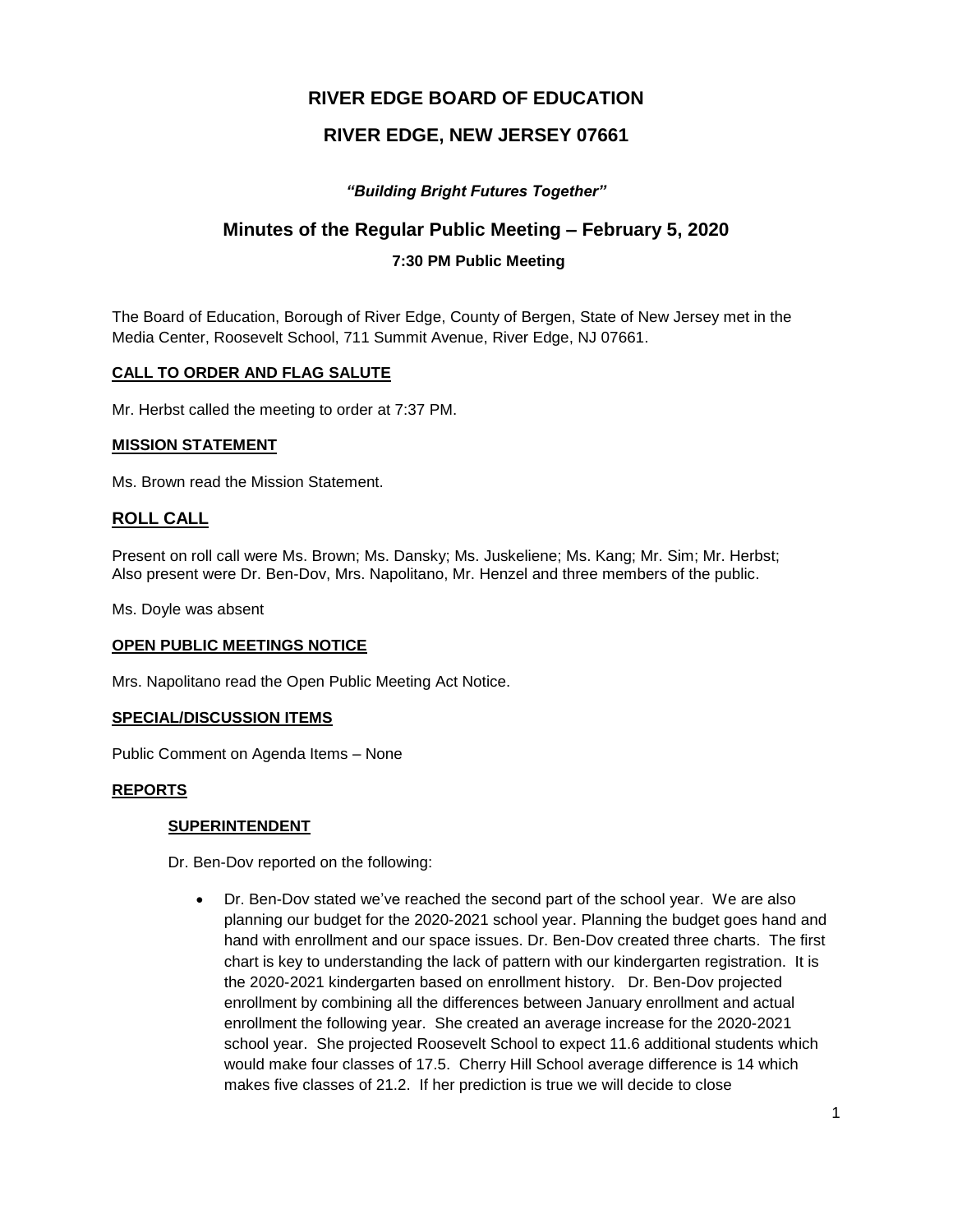# RIVER EDGE BOARD OF EDUCATION

## RIVER EDGE, NEW JERSEY 07661

***"Building Bright Futures Together"***

## Minutes of the Regular Public Meeting – February 5, 2020

### 7:30 PM Public Meeting

The Board of Education, Borough of River Edge, County of Bergen, State of New Jersey met in the Media Center, Roosevelt School, 711 Summit Avenue, River Edge, NJ 07661.

**CALL TO ORDER AND FLAG SALUTE**

Mr. Herbst called the meeting to order at 7:37 PM.

**MISSION STATEMENT**

Ms. Brown read the Mission Statement.

## ROLL CALL

Present on roll call were Ms. Brown; Ms. Dansky; Ms. Juskeliene; Ms. Kang; Mr. Sim; Mr. Herbst; Also present were Dr. Ben-Dov, Mrs. Napolitano, Mr. Henzel and three members of the public.

Ms. Doyle was absent

**OPEN PUBLIC MEETINGS NOTICE**

Mrs. Napolitano read the Open Public Meeting Act Notice.

**SPECIAL/DISCUSSION ITEMS**

Public Comment on Agenda Items – None

**REPORTS**

**SUPERINTENDENT**

Dr. Ben-Dov reported on the following:

- Dr. Ben-Dov stated we've reached the second part of the school year. We are also planning our budget for the 2020-2021 school year. Planning the budget goes hand and hand with enrollment and our space issues. Dr. Ben-Dov created three charts. The first chart is key to understanding the lack of pattern with our kindergarten registration. It is the 2020-2021 kindergarten based on enrollment history. Dr. Ben-Dov projected enrollment by combining all the differences between January enrollment and actual enrollment the following year. She created an average increase for the 2020-2021 school year. She projected Roosevelt School to expect 11.6 additional students which would make four classes of 17.5. Cherry Hill School average difference is 14 which makes five classes of 21.2. If her prediction is true we will decide to close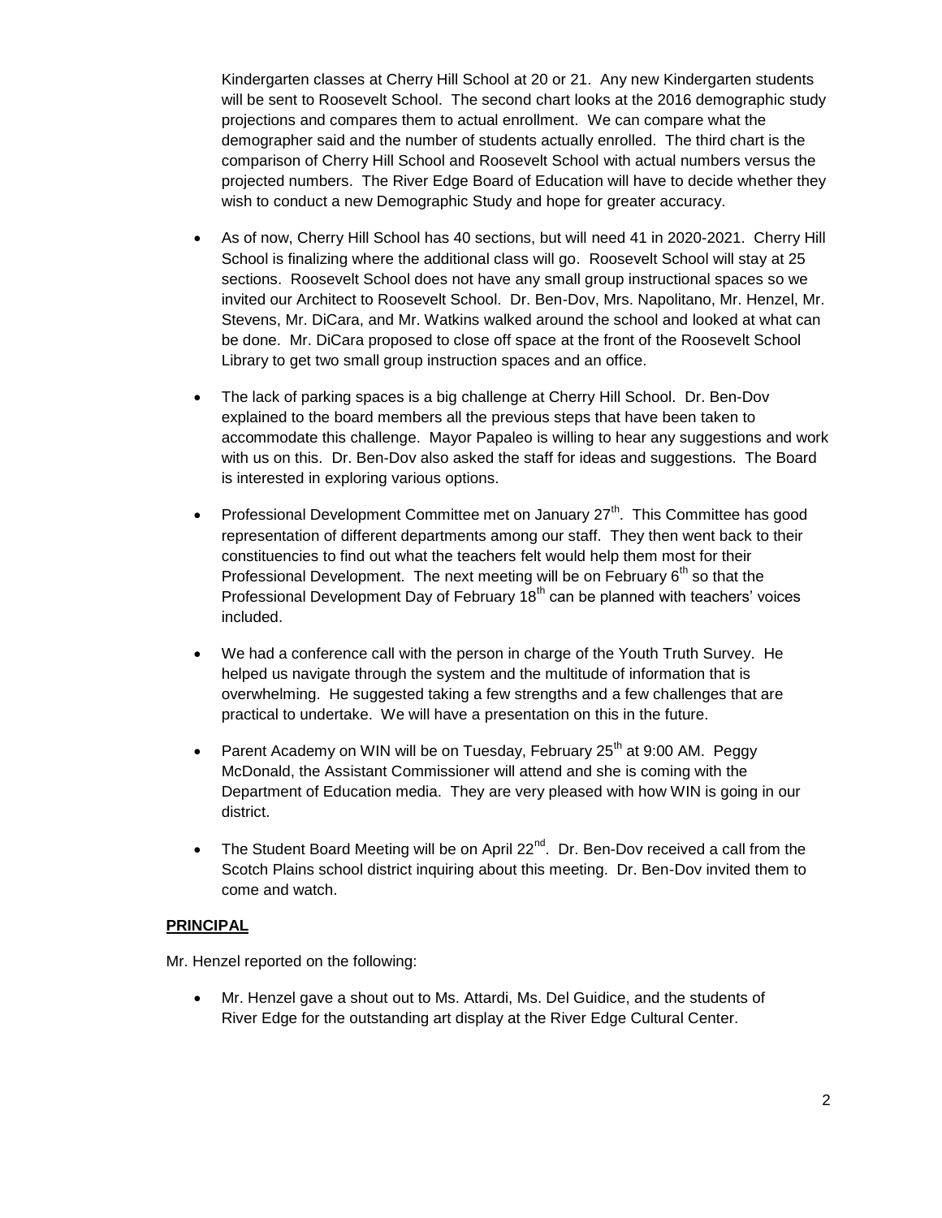Kindergarten classes at Cherry Hill School at 20 or 21. Any new Kindergarten students will be sent to Roosevelt School. The second chart looks at the 2016 demographic study projections and compares them to actual enrollment. We can compare what the demographer said and the number of students actually enrolled. The third chart is the comparison of Cherry Hill School and Roosevelt School with actual numbers versus the projected numbers. The River Edge Board of Education will have to decide whether they wish to conduct a new Demographic Study and hope for greater accuracy.

- As of now, Cherry Hill School has 40 sections, but will need 41 in 2020-2021. Cherry Hill School is finalizing where the additional class will go. Roosevelt School will stay at 25 sections. Roosevelt School does not have any small group instructional spaces so we invited our Architect to Roosevelt School. Dr. Ben-Dov, Mrs. Napolitano, Mr. Henzel, Mr. Stevens, Mr. DiCara, and Mr. Watkins walked around the school and looked at what can be done. Mr. DiCara proposed to close off space at the front of the Roosevelt School Library to get two small group instruction spaces and an office.

- The lack of parking spaces is a big challenge at Cherry Hill School. Dr. Ben-Dov explained to the board members all the previous steps that have been taken to accommodate this challenge. Mayor Papaleo is willing to hear any suggestions and work with us on this. Dr. Ben-Dov also asked the staff for ideas and suggestions. The Board is interested in exploring various options.

- Professional Development Committee met on January 27th. This Committee has good representation of different departments among our staff. They then went back to their constituencies to find out what the teachers felt would help them most for their Professional Development. The next meeting will be on February 6th so that the Professional Development Day of February 18th can be planned with teachers' voices included.

- We had a conference call with the person in charge of the Youth Truth Survey. He helped us navigate through the system and the multitude of information that is overwhelming. He suggested taking a few strengths and a few challenges that are practical to undertake. We will have a presentation on this in the future.

- Parent Academy on WIN will be on Tuesday, February 25th at 9:00 AM. Peggy McDonald, the Assistant Commissioner will attend and she is coming with the Department of Education media. They are very pleased with how WIN is going in our district.

- The Student Board Meeting will be on April 22nd. Dr. Ben-Dov received a call from the Scotch Plains school district inquiring about this meeting. Dr. Ben-Dov invited them to come and watch.

**PRINCIPAL**

Mr. Henzel reported on the following:

- Mr. Henzel gave a shout out to Ms. Attardi, Ms. Del Guidice, and the students of River Edge for the outstanding art display at the River Edge Cultural Center.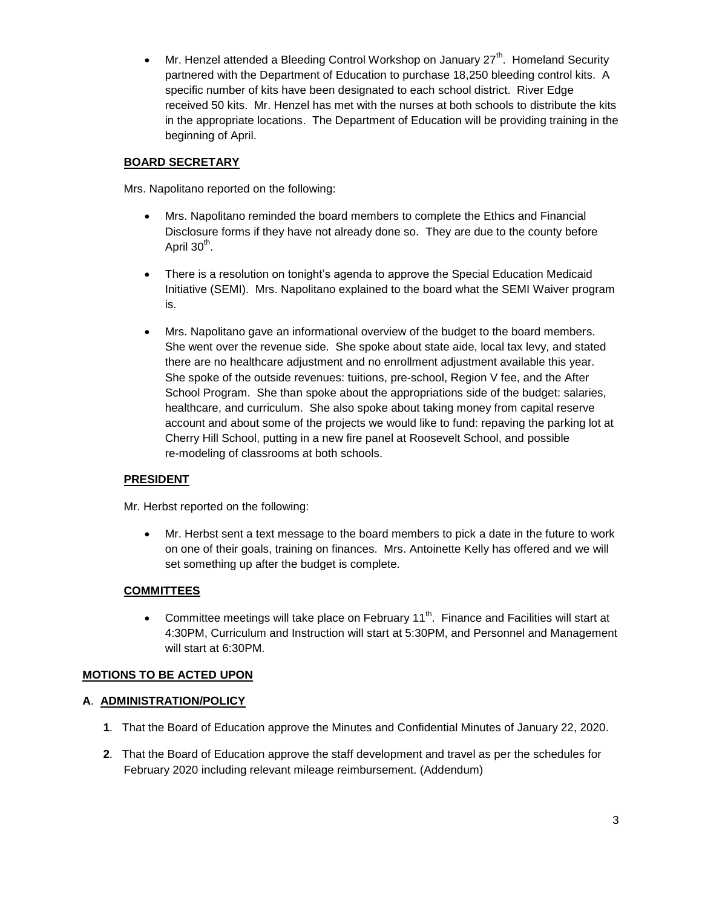- Mr. Henzel attended a Bleeding Control Workshop on January 27th. Homeland Security partnered with the Department of Education to purchase 18,250 bleeding control kits. A specific number of kits have been designated to each school district. River Edge received 50 kits. Mr. Henzel has met with the nurses at both schools to distribute the kits in the appropriate locations. The Department of Education will be providing training in the beginning of April.

**BOARD SECRETARY**

Mrs. Napolitano reported on the following:

- Mrs. Napolitano reminded the board members to complete the Ethics and Financial Disclosure forms if they have not already done so. They are due to the county before April 30th.
- There is a resolution on tonight's agenda to approve the Special Education Medicaid Initiative (SEMI). Mrs. Napolitano explained to the board what the SEMI Waiver program is.
- Mrs. Napolitano gave an informational overview of the budget to the board members. She went over the revenue side. She spoke about state aide, local tax levy, and stated there are no healthcare adjustment and no enrollment adjustment available this year. She spoke of the outside revenues: tuitions, pre-school, Region V fee, and the After School Program. She than spoke about the appropriations side of the budget: salaries, healthcare, and curriculum. She also spoke about taking money from capital reserve account and about some of the projects we would like to fund: repaving the parking lot at Cherry Hill School, putting in a new fire panel at Roosevelt School, and possible re-modeling of classrooms at both schools.

**PRESIDENT**

Mr. Herbst reported on the following:

- Mr. Herbst sent a text message to the board members to pick a date in the future to work on one of their goals, training on finances. Mrs. Antoinette Kelly has offered and we will set something up after the budget is complete.

**COMMITTEES**

- Committee meetings will take place on February 11th. Finance and Facilities will start at 4:30PM, Curriculum and Instruction will start at 5:30PM, and Personnel and Management will start at 6:30PM.

**MOTIONS TO BE ACTED UPON**

**A. ADMINISTRATION/POLICY**

**1**. That the Board of Education approve the Minutes and Confidential Minutes of January 22, 2020.

**2**. That the Board of Education approve the staff development and travel as per the schedules for February 2020 including relevant mileage reimbursement. (Addendum)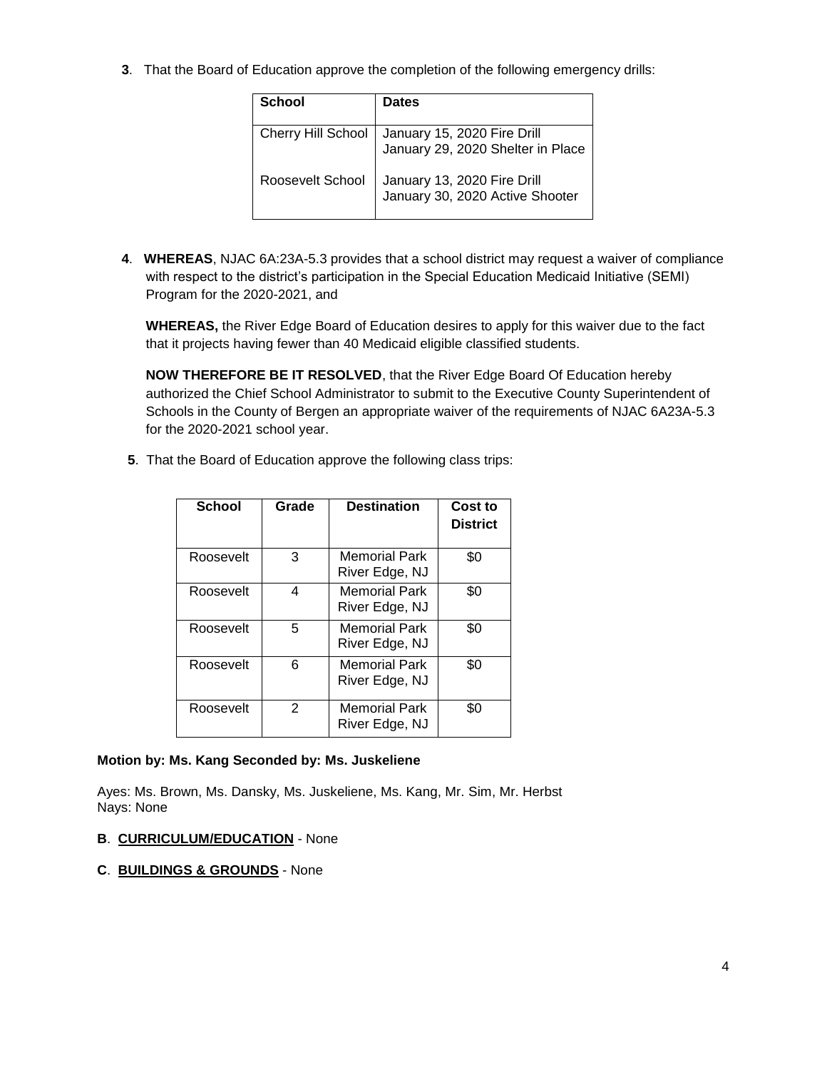**3**. That the Board of Education approve the completion of the following emergency drills:

| School | Dates |
|---|---|
| Cherry Hill School | January 15, 2020 Fire Drill<br>January 29, 2020 Shelter in Place |
| Roosevelt School | January 13, 2020 Fire Drill<br>January 30, 2020 Active Shooter |

**4**. **WHEREAS**, NJAC 6A:23A-5.3 provides that a school district may request a waiver of compliance with respect to the district's participation in the Special Education Medicaid Initiative (SEMI) Program for the 2020-2021, and

**WHEREAS,** the River Edge Board of Education desires to apply for this waiver due to the fact that it projects having fewer than 40 Medicaid eligible classified students.

**NOW THEREFORE BE IT RESOLVED**, that the River Edge Board Of Education hereby authorized the Chief School Administrator to submit to the Executive County Superintendent of Schools in the County of Bergen an appropriate waiver of the requirements of NJAC 6A23A-5.3 for the 2020-2021 school year.

**5**. That the Board of Education approve the following class trips:

| School | Grade | Destination | Cost to District |
|---|---|---|---|
| Roosevelt | 3 | Memorial Park River Edge, NJ | $0 |
| Roosevelt | 4 | Memorial Park River Edge, NJ | $0 |
| Roosevelt | 5 | Memorial Park River Edge, NJ | $0 |
| Roosevelt | 6 | Memorial Park River Edge, NJ | $0 |
| Roosevelt | 2 | Memorial Park River Edge, NJ | $0 |

**Motion by: Ms. Kang Seconded by: Ms. Juskeliene**

Ayes: Ms. Brown, Ms. Dansky, Ms. Juskeliene, Ms. Kang, Mr. Sim, Mr. Herbst
Nays: None

**B**. **CURRICULUM/EDUCATION** - None

**C**. **BUILDINGS & GROUNDS** - None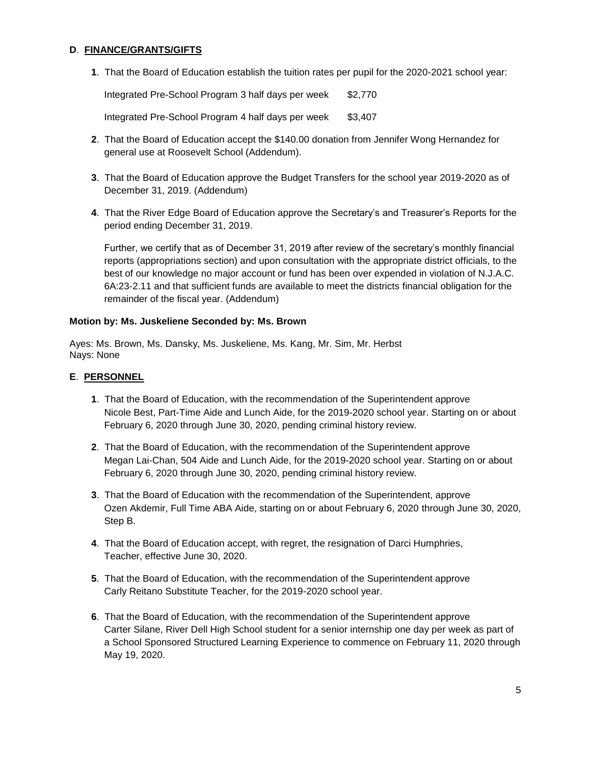**D**. **FINANCE/GRANTS/GIFTS**

**1**. That the Board of Education establish the tuition rates per pupil for the 2020-2021 school year:

| | |
|---|---|
| Integrated Pre-School Program 3 half days per week | $2,770 |
| Integrated Pre-School Program 4 half days per week | $3,407 |

**2**. That the Board of Education accept the $140.00 donation from Jennifer Wong Hernandez for general use at Roosevelt School (Addendum).

**3**. That the Board of Education approve the Budget Transfers for the school year 2019-2020 as of December 31, 2019. (Addendum)

**4**. That the River Edge Board of Education approve the Secretary's and Treasurer's Reports for the period ending December 31, 2019.

Further, we certify that as of December 31, 2019 after review of the secretary's monthly financial reports (appropriations section) and upon consultation with the appropriate district officials, to the best of our knowledge no major account or fund has been over expended in violation of N.J.A.C. 6A:23-2.11 and that sufficient funds are available to meet the districts financial obligation for the remainder of the fiscal year. (Addendum)

**Motion by: Ms. Juskeliene Seconded by: Ms. Brown**

Ayes: Ms. Brown, Ms. Dansky, Ms. Juskeliene, Ms. Kang, Mr. Sim, Mr. Herbst
Nays: None

**E**. **PERSONNEL**

**1**. That the Board of Education, with the recommendation of the Superintendent approve Nicole Best, Part-Time Aide and Lunch Aide, for the 2019-2020 school year. Starting on or about February 6, 2020 through June 30, 2020, pending criminal history review.

**2**. That the Board of Education, with the recommendation of the Superintendent approve Megan Lai-Chan, 504 Aide and Lunch Aide, for the 2019-2020 school year. Starting on or about February 6, 2020 through June 30, 2020, pending criminal history review.

**3**. That the Board of Education with the recommendation of the Superintendent, approve Ozen Akdemir, Full Time ABA Aide, starting on or about February 6, 2020 through June 30, 2020, Step B.

**4**. That the Board of Education accept, with regret, the resignation of Darci Humphries, Teacher, effective June 30, 2020.

**5**. That the Board of Education, with the recommendation of the Superintendent approve Carly Reitano Substitute Teacher, for the 2019-2020 school year.

**6**. That the Board of Education, with the recommendation of the Superintendent approve Carter Silane, River Dell High School student for a senior internship one day per week as part of a School Sponsored Structured Learning Experience to commence on February 11, 2020 through May 19, 2020.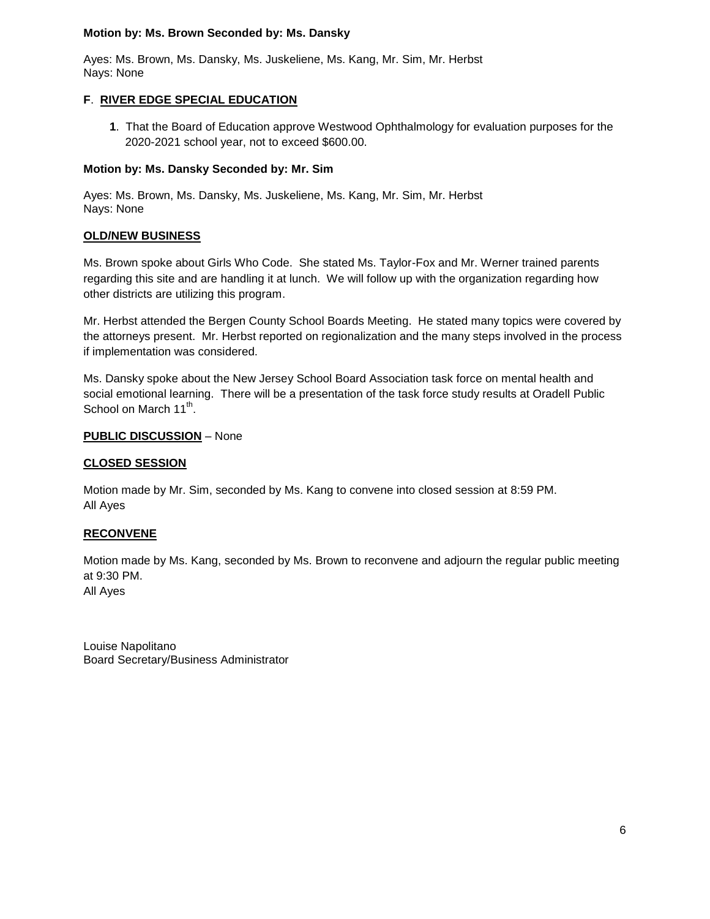**Motion by: Ms. Brown Seconded by: Ms. Dansky**

Ayes: Ms. Brown, Ms. Dansky, Ms. Juskeliene, Ms. Kang, Mr. Sim, Mr. Herbst
Nays: None

**F**. **RIVER EDGE SPECIAL EDUCATION**

**1**. That the Board of Education approve Westwood Ophthalmology for evaluation purposes for the 2020-2021 school year, not to exceed $600.00.

**Motion by: Ms. Dansky Seconded by: Mr. Sim**

Ayes: Ms. Brown, Ms. Dansky, Ms. Juskeliene, Ms. Kang, Mr. Sim, Mr. Herbst
Nays: None

**OLD/NEW BUSINESS**

Ms. Brown spoke about Girls Who Code. She stated Ms. Taylor-Fox and Mr. Werner trained parents regarding this site and are handling it at lunch. We will follow up with the organization regarding how other districts are utilizing this program.

Mr. Herbst attended the Bergen County School Boards Meeting. He stated many topics were covered by the attorneys present. Mr. Herbst reported on regionalization and the many steps involved in the process if implementation was considered.

Ms. Dansky spoke about the New Jersey School Board Association task force on mental health and social emotional learning. There will be a presentation of the task force study results at Oradell Public School on March 11th.

**PUBLIC DISCUSSION** – None

**CLOSED SESSION**

Motion made by Mr. Sim, seconded by Ms. Kang to convene into closed session at 8:59 PM.
All Ayes

**RECONVENE**

Motion made by Ms. Kang, seconded by Ms. Brown to reconvene and adjourn the regular public meeting at 9:30 PM.
All Ayes

Louise Napolitano
Board Secretary/Business Administrator